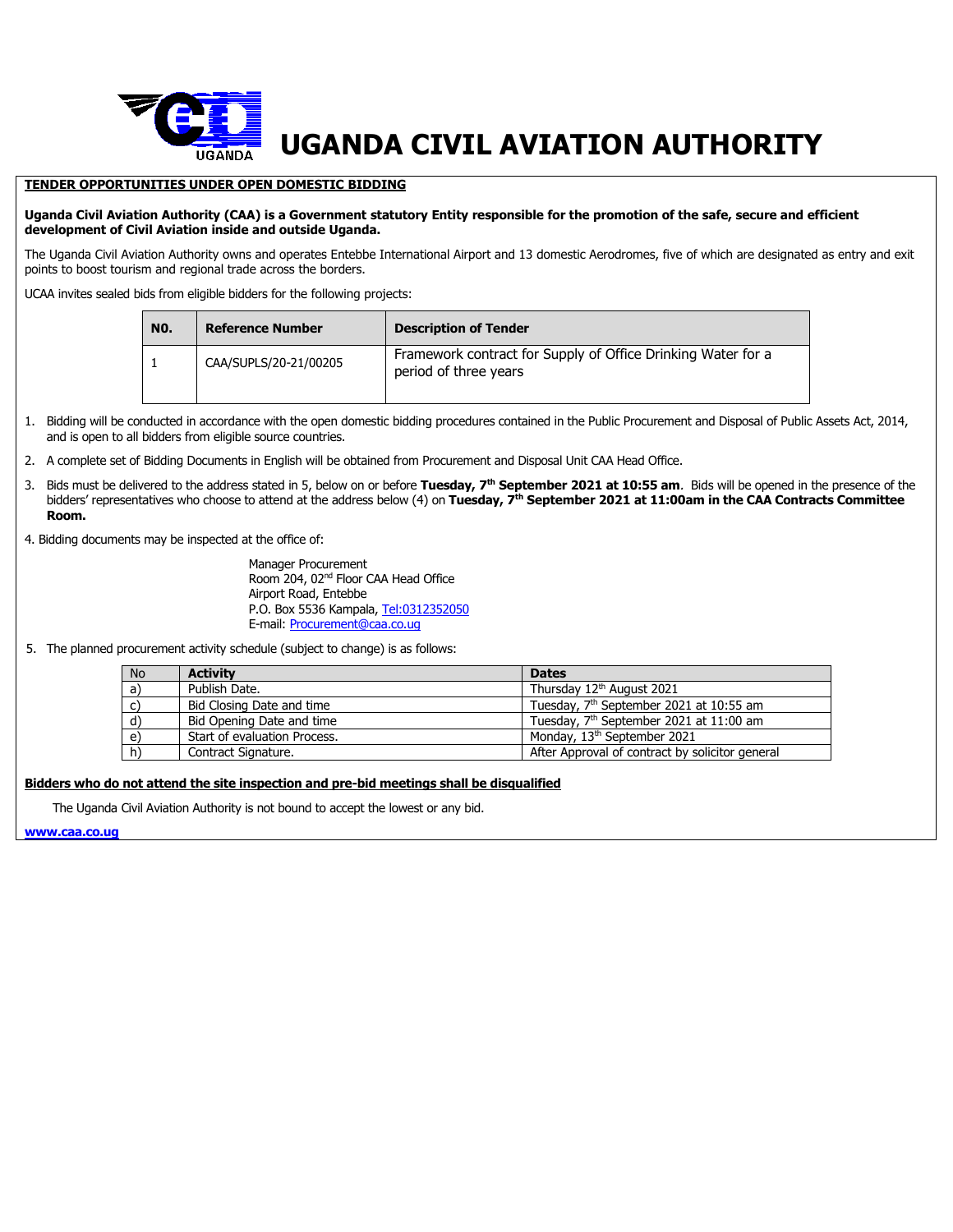# UGANDA CIVIL AVIATION AUTHORITY

**TENDER OPPORTUNITIES UNDER OPEN DOMESTIC BIDDING**

**Uganda Civil Aviation Authority (CAA) is a Government statutory Entity responsible for the promotion of the safe, secure and efficient development of Civil Aviation inside and outside Uganda.**

The Uganda Civil Aviation Authority owns and operates Entebbe International Airport and 13 domestic Aerodromes, five of which are designated as entry and exit points to boost tourism and regional trade across the borders.

UCAA invites sealed bids from eligible bidders for the following projects:

| N0. | Reference Number | Description of Tender |
|---|---|---|
| 1 | CAA/SUPLS/20-21/00205 | Framework contract for Supply of Office Drinking Water for a period of three years |

1. Bidding will be conducted in accordance with the open domestic bidding procedures contained in the Public Procurement and Disposal of Public Assets Act, 2014, and is open to all bidders from eligible source countries.
2. A complete set of Bidding Documents in English will be obtained from Procurement and Disposal Unit CAA Head Office.
3. Bids must be delivered to the address stated in 5, below on or before **Tuesday, 7th September 2021 at 10:55 am**. Bids will be opened in the presence of the bidders' representatives who choose to attend at the address below (4) on **Tuesday, 7th September 2021 at 11:00am in the CAA Contracts Committee Room.**

4. Bidding documents may be inspected at the office of:

   Manager Procurement
   Room 204, 02nd Floor CAA Head Office
   Airport Road, Entebbe
   P.O. Box 5536 Kampala, Tel:0312352050
   E-mail: Procurement@caa.co.ug

5. The planned procurement activity schedule (subject to change) is as follows:

| No | Activity | Dates |
|---|---|---|
| a) | Publish Date. | Thursday 12th August 2021 |
| c) | Bid Closing Date and time | Tuesday, 7th September 2021 at 10:55 am |
| d) | Bid Opening Date and time | Tuesday, 7th September 2021 at 11:00 am |
| e) | Start of evaluation Process. | Monday, 13th September 2021 |
| h) | Contract Signature. | After Approval of contract by solicitor general |

**Bidders who do not attend the site inspection and pre-bid meetings shall be disqualified**

The Uganda Civil Aviation Authority is not bound to accept the lowest or any bid.

**www.caa.co.ug**